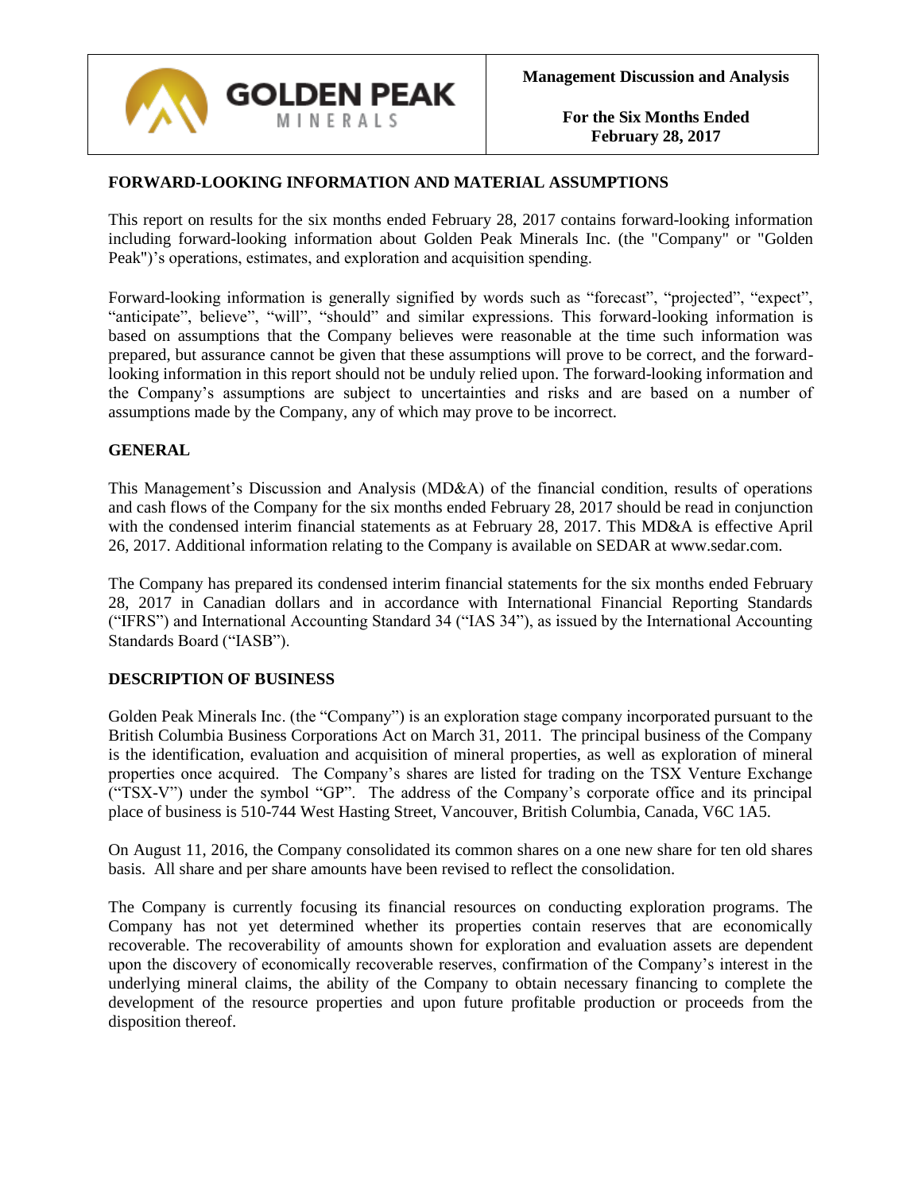**Management Discussion and Analysis**

**For the Six Months Ended February 28, 2017**

## FORWARD-LOOKING INFORMATION AND MATERIAL ASSUMPTIONS

This report on results for the six months ended February 28, 2017 contains forward-looking information including forward-looking information about Golden Peak Minerals Inc. (the "Company" or "Golden Peak")'s operations, estimates, and exploration and acquisition spending.

Forward-looking information is generally signified by words such as "forecast", "projected", "expect", "anticipate", believe", "will", "should" and similar expressions. This forward-looking information is based on assumptions that the Company believes were reasonable at the time such information was prepared, but assurance cannot be given that these assumptions will prove to be correct, and the forward-looking information in this report should not be unduly relied upon. The forward-looking information and the Company's assumptions are subject to uncertainties and risks and are based on a number of assumptions made by the Company, any of which may prove to be incorrect.

## GENERAL

This Management's Discussion and Analysis (MD&A) of the financial condition, results of operations and cash flows of the Company for the six months ended February 28, 2017 should be read in conjunction with the condensed interim financial statements as at February 28, 2017. This MD&A is effective April 26, 2017. Additional information relating to the Company is available on SEDAR at www.sedar.com.

The Company has prepared its condensed interim financial statements for the six months ended February 28, 2017 in Canadian dollars and in accordance with International Financial Reporting Standards ("IFRS") and International Accounting Standard 34 ("IAS 34"), as issued by the International Accounting Standards Board ("IASB").

## DESCRIPTION OF BUSINESS

Golden Peak Minerals Inc. (the "Company") is an exploration stage company incorporated pursuant to the British Columbia Business Corporations Act on March 31, 2011. The principal business of the Company is the identification, evaluation and acquisition of mineral properties, as well as exploration of mineral properties once acquired. The Company's shares are listed for trading on the TSX Venture Exchange ("TSX-V") under the symbol "GP". The address of the Company's corporate office and its principal place of business is 510-744 West Hasting Street, Vancouver, British Columbia, Canada, V6C 1A5.

On August 11, 2016, the Company consolidated its common shares on a one new share for ten old shares basis. All share and per share amounts have been revised to reflect the consolidation.

The Company is currently focusing its financial resources on conducting exploration programs. The Company has not yet determined whether its properties contain reserves that are economically recoverable. The recoverability of amounts shown for exploration and evaluation assets are dependent upon the discovery of economically recoverable reserves, confirmation of the Company's interest in the underlying mineral claims, the ability of the Company to obtain necessary financing to complete the development of the resource properties and upon future profitable production or proceeds from the disposition thereof.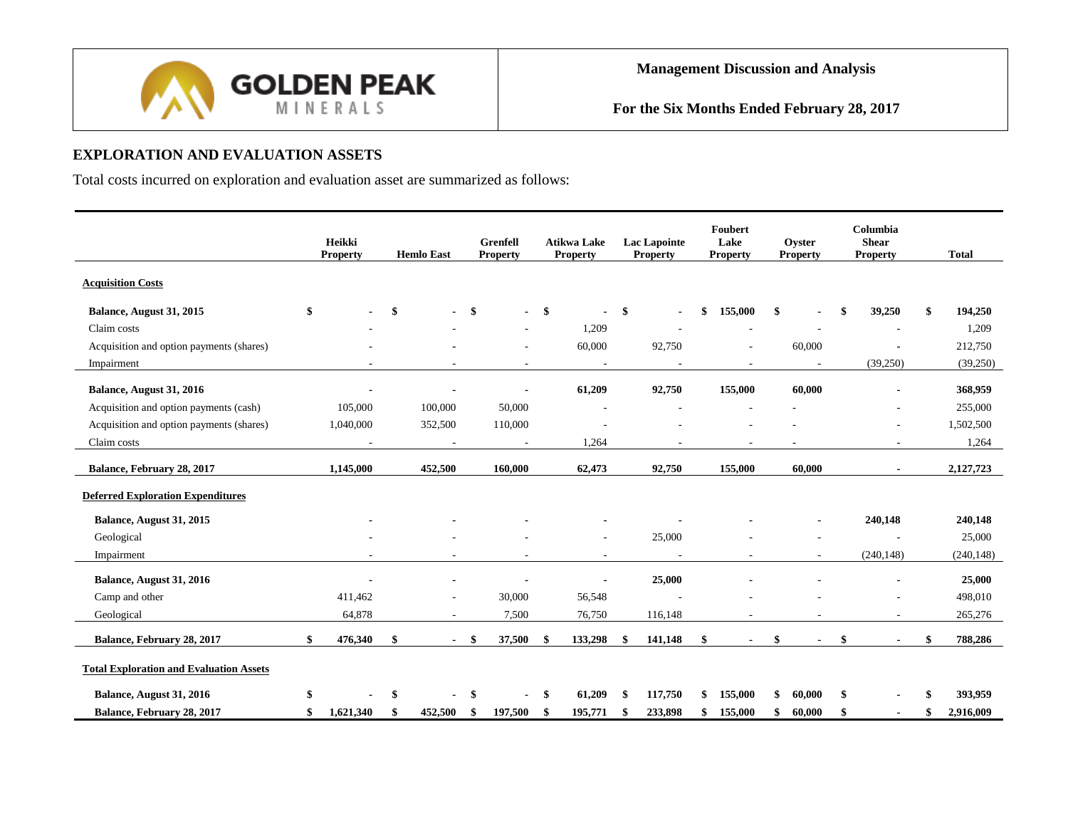## EXPLORATION AND EVALUATION ASSETS

Total costs incurred on exploration and evaluation asset are summarized as follows:

| | Heikki Property | Hemlo East | Grenfell Property | Atikwa Lake Property | Lac Lapointe Property | Foubert Lake Property | Oyster Property | Columbia Shear Property | Total |
|---|---|---|---|---|---|---|---|---|---|
| **Acquisition Costs** | | | | | | | | | |
| **Balance, August 31, 2015** | $ - | $ - | $ - | $ - | $ - | $ 155,000 | $ - | $ 39,250 | $ 194,250 |
| Claim costs | - | - | - | 1,209 | - | - | - | - | 1,209 |
| Acquisition and option payments (shares) | - | - | - | 60,000 | 92,750 | - | 60,000 | - | 212,750 |
| Impairment | - | - | - | - | - | - | - | (39,250) | (39,250) |
| **Balance, August 31, 2016** | - | - | - | 61,209 | 92,750 | 155,000 | 60,000 | - | 368,959 |
| Acquisition and option payments (cash) | 105,000 | 100,000 | 50,000 | - | - | - | - | - | 255,000 |
| Acquisition and option payments (shares) | 1,040,000 | 352,500 | 110,000 | - | - | - | - | - | 1,502,500 |
| Claim costs | - | - | - | 1,264 | - | - | - | - | 1,264 |
| **Balance, February 28, 2017** | 1,145,000 | 452,500 | 160,000 | 62,473 | 92,750 | 155,000 | 60,000 | - | 2,127,723 |
| **Deferred Exploration Expenditures** | | | | | | | | | |
| **Balance, August 31, 2015** | - | - | - | - | - | - | - | 240,148 | 240,148 |
| Geological | - | - | - | - | 25,000 | - | - | - | 25,000 |
| Impairment | - | - | - | - | - | - | - | (240,148) | (240,148) |
| **Balance, August 31, 2016** | - | - | - | - | 25,000 | - | - | - | 25,000 |
| Camp and other | 411,462 | - | 30,000 | 56,548 | - | - | - | - | 498,010 |
| Geological | 64,878 | - | 7,500 | 76,750 | 116,148 | - | - | - | 265,276 |
| **Balance, February 28, 2017** | $ 476,340 | $ - | $ 37,500 | $ 133,298 | $ 141,148 | $ - | $ - | $ - | $ 788,286 |
| **Total Exploration and Evaluation Assets** | | | | | | | | | |
| **Balance, August 31, 2016** | $ - | $ - | $ - | $ 61,209 | $ 117,750 | $ 155,000 | $ 60,000 | $ - | $ 393,959 |
| **Balance, February 28, 2017** | $ 1,621,340 | $ 452,500 | $ 197,500 | $ 195,771 | $ 233,898 | $ 155,000 | $ 60,000 | $ - | $ 2,916,009 |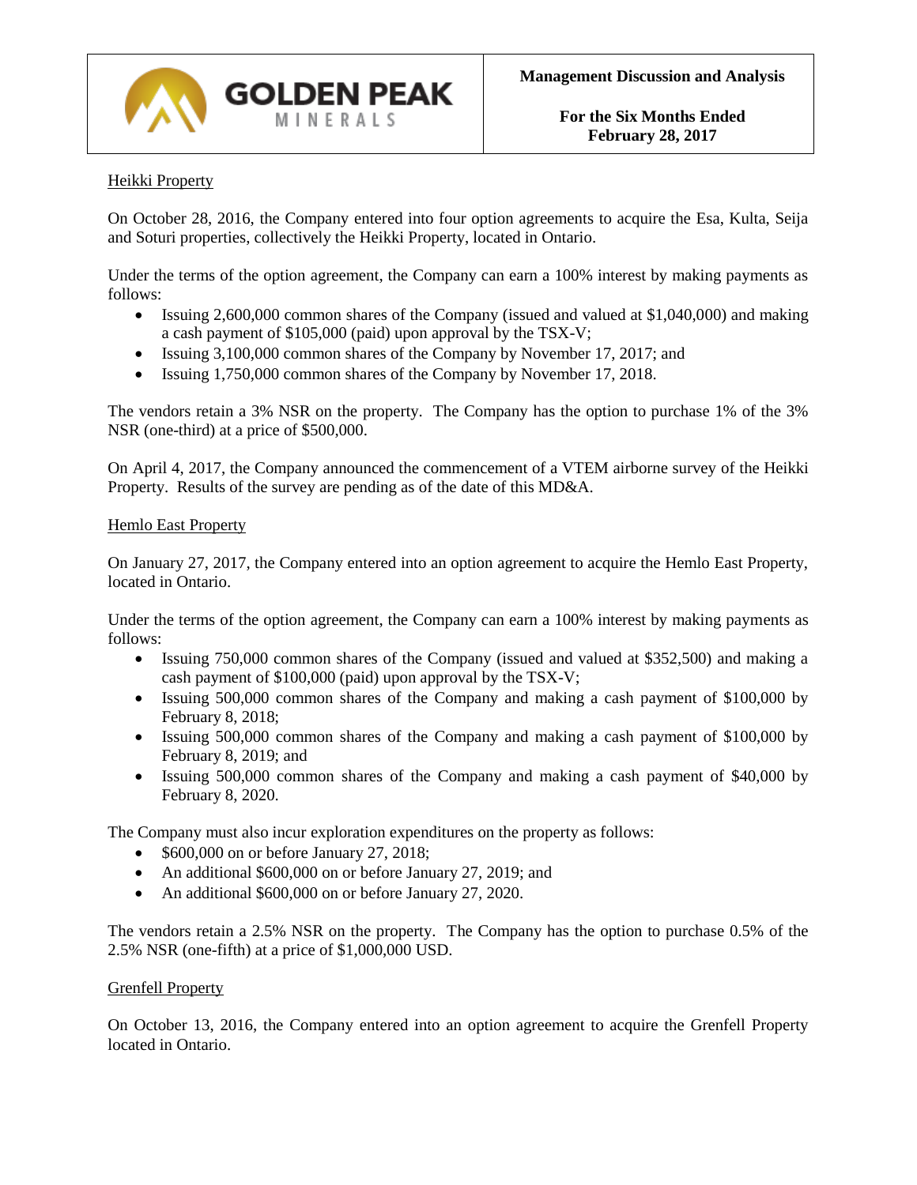Heikki Property

On October 28, 2016, the Company entered into four option agreements to acquire the Esa, Kulta, Seija and Soturi properties, collectively the Heikki Property, located in Ontario.

Under the terms of the option agreement, the Company can earn a 100% interest by making payments as follows:

- Issuing 2,600,000 common shares of the Company (issued and valued at $1,040,000) and making a cash payment of $105,000 (paid) upon approval by the TSX-V;
- Issuing 3,100,000 common shares of the Company by November 17, 2017; and
- Issuing 1,750,000 common shares of the Company by November 17, 2018.

The vendors retain a 3% NSR on the property. The Company has the option to purchase 1% of the 3% NSR (one-third) at a price of $500,000.

On April 4, 2017, the Company announced the commencement of a VTEM airborne survey of the Heikki Property. Results of the survey are pending as of the date of this MD&A.

Hemlo East Property

On January 27, 2017, the Company entered into an option agreement to acquire the Hemlo East Property, located in Ontario.

Under the terms of the option agreement, the Company can earn a 100% interest by making payments as follows:

- Issuing 750,000 common shares of the Company (issued and valued at $352,500) and making a cash payment of $100,000 (paid) upon approval by the TSX-V;
- Issuing 500,000 common shares of the Company and making a cash payment of $100,000 by February 8, 2018;
- Issuing 500,000 common shares of the Company and making a cash payment of $100,000 by February 8, 2019; and
- Issuing 500,000 common shares of the Company and making a cash payment of $40,000 by February 8, 2020.

The Company must also incur exploration expenditures on the property as follows:

- $600,000 on or before January 27, 2018;
- An additional $600,000 on or before January 27, 2019; and
- An additional $600,000 on or before January 27, 2020.

The vendors retain a 2.5% NSR on the property. The Company has the option to purchase 0.5% of the 2.5% NSR (one-fifth) at a price of $1,000,000 USD.

Grenfell Property

On October 13, 2016, the Company entered into an option agreement to acquire the Grenfell Property located in Ontario.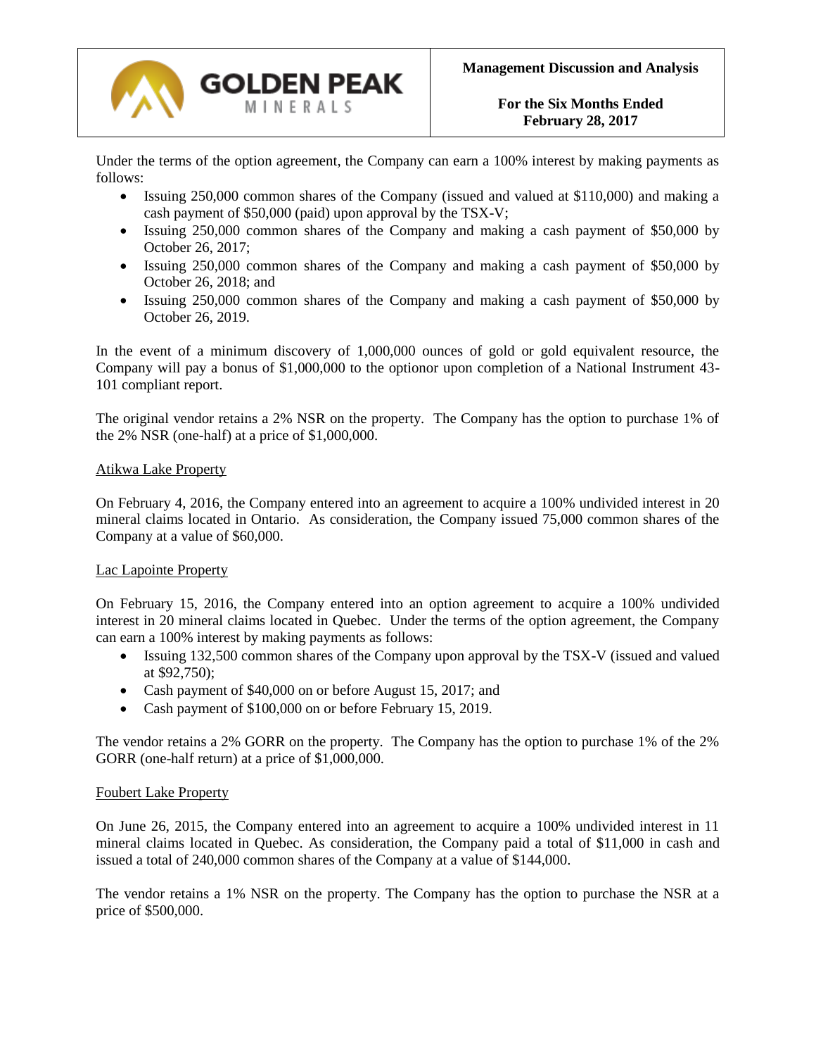Under the terms of the option agreement, the Company can earn a 100% interest by making payments as follows:

- Issuing 250,000 common shares of the Company (issued and valued at $110,000) and making a cash payment of $50,000 (paid) upon approval by the TSX-V;
- Issuing 250,000 common shares of the Company and making a cash payment of $50,000 by October 26, 2017;
- Issuing 250,000 common shares of the Company and making a cash payment of $50,000 by October 26, 2018; and
- Issuing 250,000 common shares of the Company and making a cash payment of $50,000 by October 26, 2019.

In the event of a minimum discovery of 1,000,000 ounces of gold or gold equivalent resource, the Company will pay a bonus of $1,000,000 to the optionor upon completion of a National Instrument 43-101 compliant report.

The original vendor retains a 2% NSR on the property. The Company has the option to purchase 1% of the 2% NSR (one-half) at a price of $1,000,000.

## Atikwa Lake Property

On February 4, 2016, the Company entered into an agreement to acquire a 100% undivided interest in 20 mineral claims located in Ontario. As consideration, the Company issued 75,000 common shares of the Company at a value of $60,000.

## Lac Lapointe Property

On February 15, 2016, the Company entered into an option agreement to acquire a 100% undivided interest in 20 mineral claims located in Quebec. Under the terms of the option agreement, the Company can earn a 100% interest by making payments as follows:

- Issuing 132,500 common shares of the Company upon approval by the TSX-V (issued and valued at $92,750);
- Cash payment of $40,000 on or before August 15, 2017; and
- Cash payment of $100,000 on or before February 15, 2019.

The vendor retains a 2% GORR on the property. The Company has the option to purchase 1% of the 2% GORR (one-half return) at a price of $1,000,000.

## Foubert Lake Property

On June 26, 2015, the Company entered into an agreement to acquire a 100% undivided interest in 11 mineral claims located in Quebec. As consideration, the Company paid a total of $11,000 in cash and issued a total of 240,000 common shares of the Company at a value of $144,000.

The vendor retains a 1% NSR on the property. The Company has the option to purchase the NSR at a price of $500,000.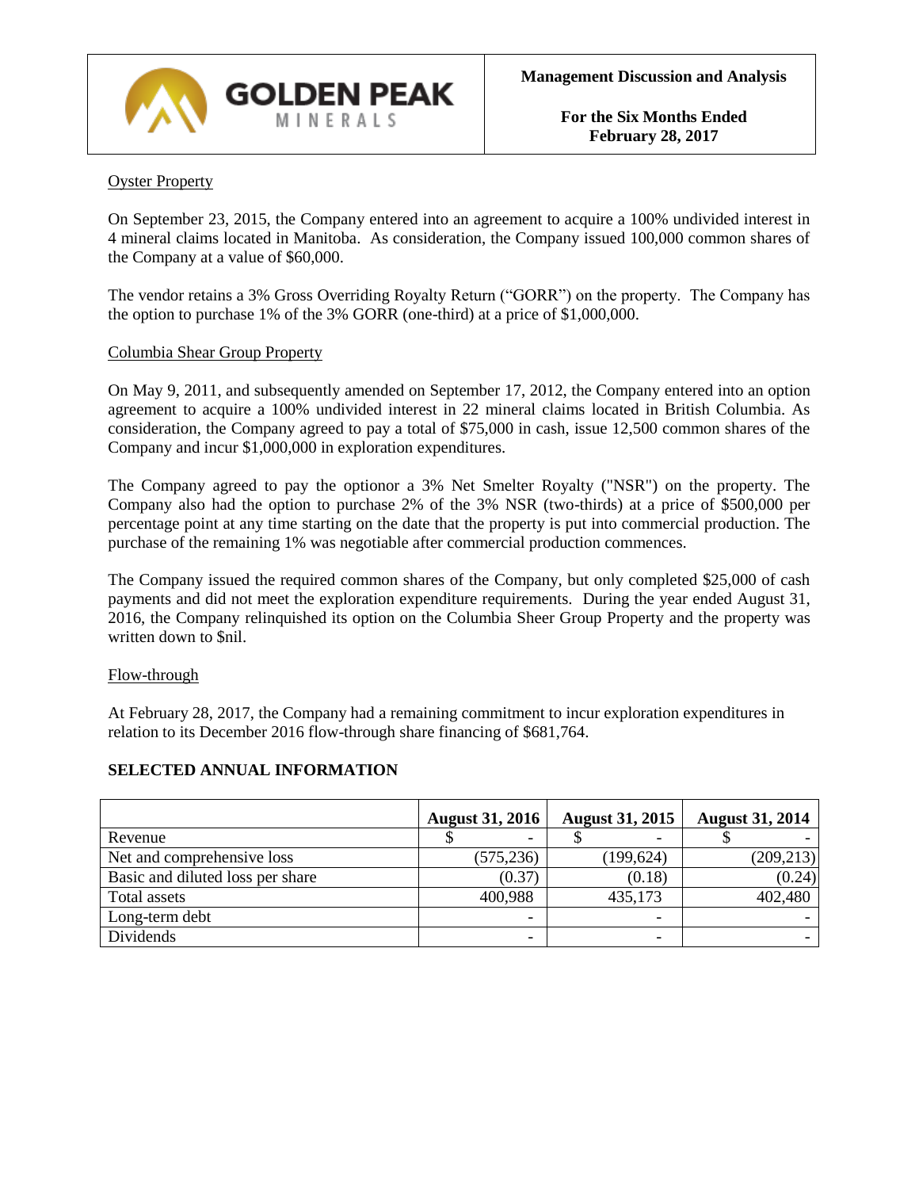Oyster Property

On September 23, 2015, the Company entered into an agreement to acquire a 100% undivided interest in 4 mineral claims located in Manitoba. As consideration, the Company issued 100,000 common shares of the Company at a value of $60,000.

The vendor retains a 3% Gross Overriding Royalty Return ("GORR") on the property. The Company has the option to purchase 1% of the 3% GORR (one-third) at a price of $1,000,000.

Columbia Shear Group Property

On May 9, 2011, and subsequently amended on September 17, 2012, the Company entered into an option agreement to acquire a 100% undivided interest in 22 mineral claims located in British Columbia. As consideration, the Company agreed to pay a total of $75,000 in cash, issue 12,500 common shares of the Company and incur $1,000,000 in exploration expenditures.

The Company agreed to pay the optionor a 3% Net Smelter Royalty ("NSR") on the property. The Company also had the option to purchase 2% of the 3% NSR (two-thirds) at a price of $500,000 per percentage point at any time starting on the date that the property is put into commercial production. The purchase of the remaining 1% was negotiable after commercial production commences.

The Company issued the required common shares of the Company, but only completed $25,000 of cash payments and did not meet the exploration expenditure requirements. During the year ended August 31, 2016, the Company relinquished its option on the Columbia Sheer Group Property and the property was written down to $nil.

Flow-through

At February 28, 2017, the Company had a remaining commitment to incur exploration expenditures in relation to its December 2016 flow-through share financing of $681,764.

## SELECTED ANNUAL INFORMATION

| | August 31, 2016 | August 31, 2015 | August 31, 2014 |
|---|---|---|---|
| Revenue | $ - | $ - | $ - |
| Net and comprehensive loss | (575,236) | (199,624) | (209,213) |
| Basic and diluted loss per share | (0.37) | (0.18) | (0.24) |
| Total assets | 400,988 | 435,173 | 402,480 |
| Long-term debt | - | - | - |
| Dividends | - | - | - |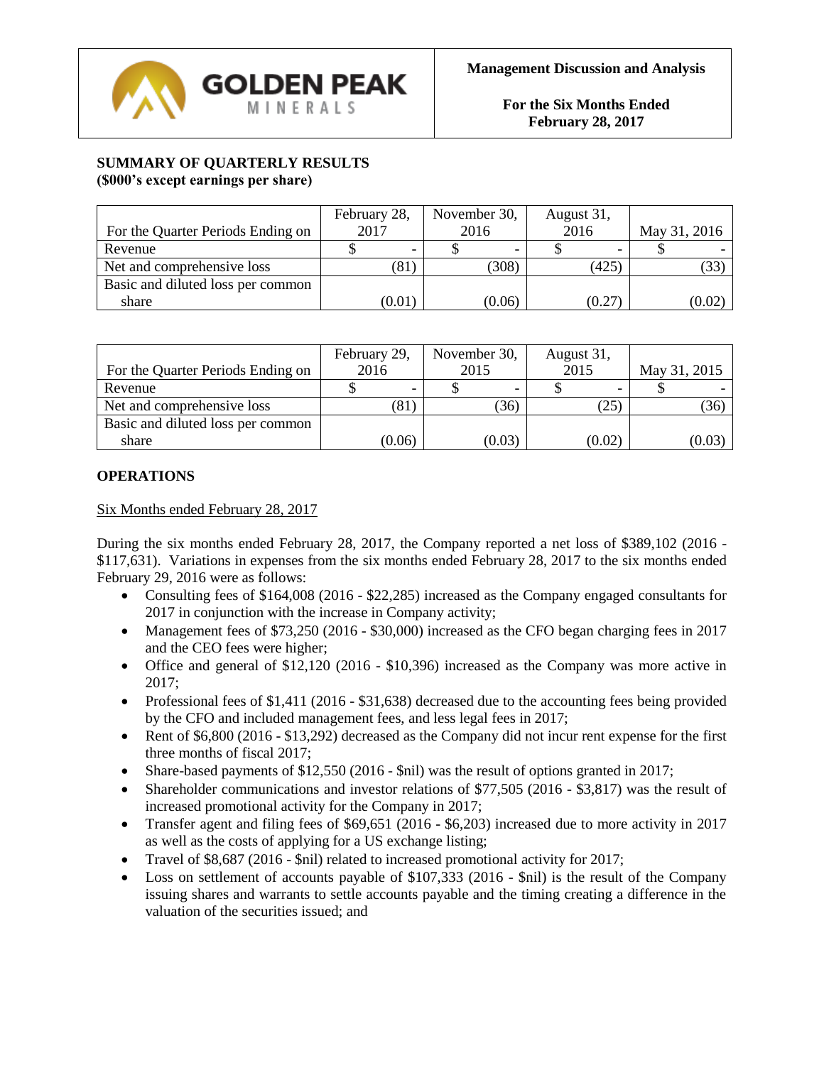## SUMMARY OF QUARTERLY RESULTS
**(\$000's except earnings per share)**

| For the Quarter Periods Ending on | February 28, 2017 | November 30, 2016 | August 31, 2016 | May 31, 2016 |
|---|---|---|---|---|
| Revenue | $ - | $ - | $ - | $ - |
| Net and comprehensive loss | (81) | (308) | (425) | (33) |
| Basic and diluted loss per common share | (0.01) | (0.06) | (0.27) | (0.02) |

| For the Quarter Periods Ending on | February 29, 2016 | November 30, 2015 | August 31, 2015 | May 31, 2015 |
|---|---|---|---|---|
| Revenue | $ - | $ - | $ - | $ - |
| Net and comprehensive loss | (81) | (36) | (25) | (36) |
| Basic and diluted loss per common share | (0.06) | (0.03) | (0.02) | (0.03) |

## OPERATIONS

Six Months ended February 28, 2017

During the six months ended February 28, 2017, the Company reported a net loss of $389,102 (2016 - $117,631). Variations in expenses from the six months ended February 28, 2017 to the six months ended February 29, 2016 were as follows:

- Consulting fees of $164,008 (2016 - $22,285) increased as the Company engaged consultants for 2017 in conjunction with the increase in Company activity;
- Management fees of $73,250 (2016 - $30,000) increased as the CFO began charging fees in 2017 and the CEO fees were higher;
- Office and general of $12,120 (2016 - $10,396) increased as the Company was more active in 2017;
- Professional fees of $1,411 (2016 - $31,638) decreased due to the accounting fees being provided by the CFO and included management fees, and less legal fees in 2017;
- Rent of $6,800 (2016 - $13,292) decreased as the Company did not incur rent expense for the first three months of fiscal 2017;
- Share-based payments of $12,550 (2016 - $nil) was the result of options granted in 2017;
- Shareholder communications and investor relations of $77,505 (2016 - $3,817) was the result of increased promotional activity for the Company in 2017;
- Transfer agent and filing fees of $69,651 (2016 - $6,203) increased due to more activity in 2017 as well as the costs of applying for a US exchange listing;
- Travel of $8,687 (2016 - $nil) related to increased promotional activity for 2017;
- Loss on settlement of accounts payable of $107,333 (2016 - $nil) is the result of the Company issuing shares and warrants to settle accounts payable and the timing creating a difference in the valuation of the securities issued; and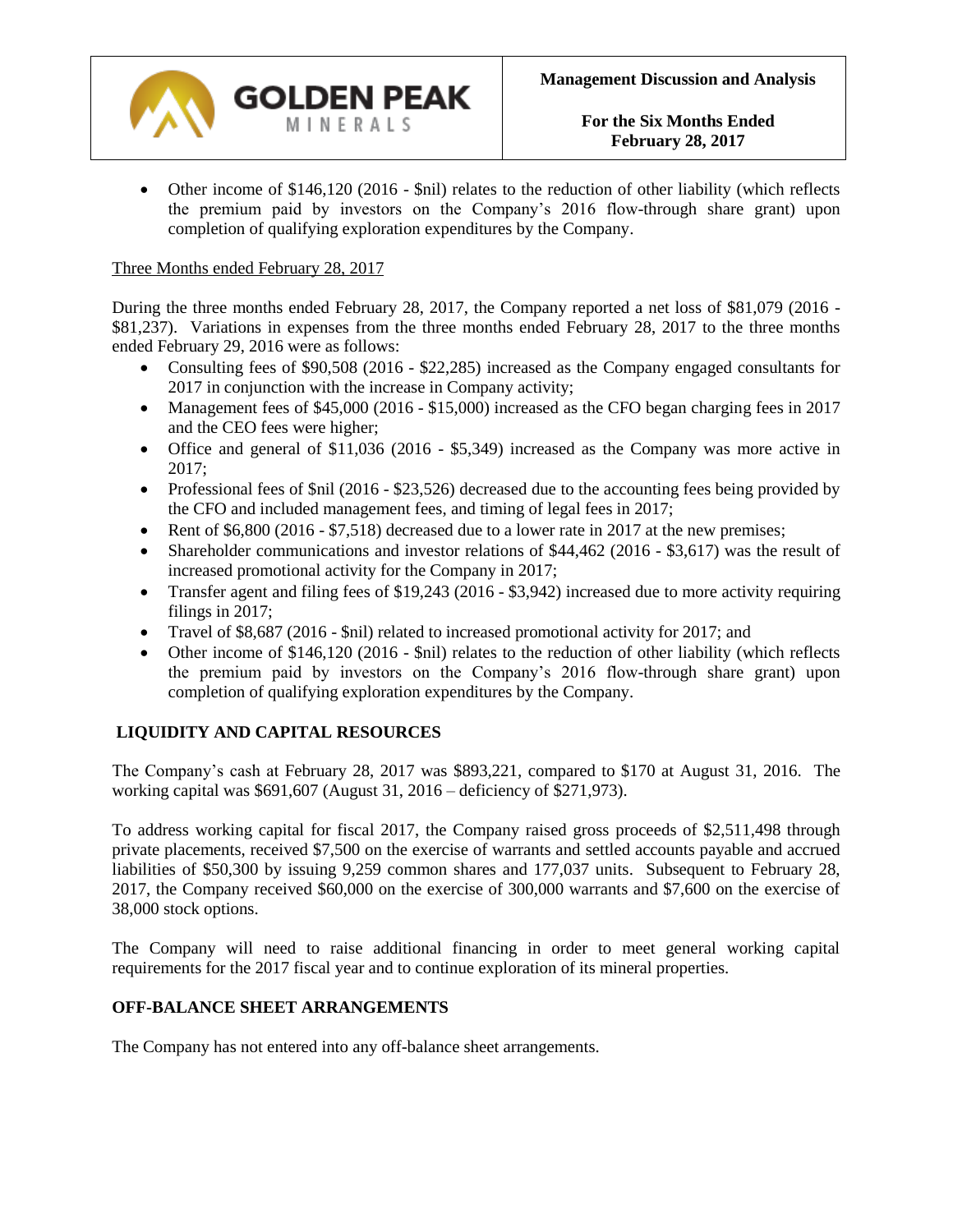- Other income of $146,120 (2016 - $nil) relates to the reduction of other liability (which reflects the premium paid by investors on the Company's 2016 flow-through share grant) upon completion of qualifying exploration expenditures by the Company.

Three Months ended February 28, 2017

During the three months ended February 28, 2017, the Company reported a net loss of $81,079 (2016 - $81,237). Variations in expenses from the three months ended February 28, 2017 to the three months ended February 29, 2016 were as follows:

- Consulting fees of $90,508 (2016 - $22,285) increased as the Company engaged consultants for 2017 in conjunction with the increase in Company activity;
- Management fees of $45,000 (2016 - $15,000) increased as the CFO began charging fees in 2017 and the CEO fees were higher;
- Office and general of $11,036 (2016 - $5,349) increased as the Company was more active in 2017;
- Professional fees of $nil (2016 - $23,526) decreased due to the accounting fees being provided by the CFO and included management fees, and timing of legal fees in 2017;
- Rent of $6,800 (2016 - $7,518) decreased due to a lower rate in 2017 at the new premises;
- Shareholder communications and investor relations of $44,462 (2016 - $3,617) was the result of increased promotional activity for the Company in 2017;
- Transfer agent and filing fees of $19,243 (2016 - $3,942) increased due to more activity requiring filings in 2017;
- Travel of $8,687 (2016 - $nil) related to increased promotional activity for 2017; and
- Other income of $146,120 (2016 - $nil) relates to the reduction of other liability (which reflects the premium paid by investors on the Company's 2016 flow-through share grant) upon completion of qualifying exploration expenditures by the Company.

## LIQUIDITY AND CAPITAL RESOURCES

The Company's cash at February 28, 2017 was $893,221, compared to $170 at August 31, 2016. The working capital was $691,607 (August 31, 2016 – deficiency of $271,973).

To address working capital for fiscal 2017, the Company raised gross proceeds of $2,511,498 through private placements, received $7,500 on the exercise of warrants and settled accounts payable and accrued liabilities of $50,300 by issuing 9,259 common shares and 177,037 units. Subsequent to February 28, 2017, the Company received $60,000 on the exercise of 300,000 warrants and $7,600 on the exercise of 38,000 stock options.

The Company will need to raise additional financing in order to meet general working capital requirements for the 2017 fiscal year and to continue exploration of its mineral properties.

## OFF-BALANCE SHEET ARRANGEMENTS

The Company has not entered into any off-balance sheet arrangements.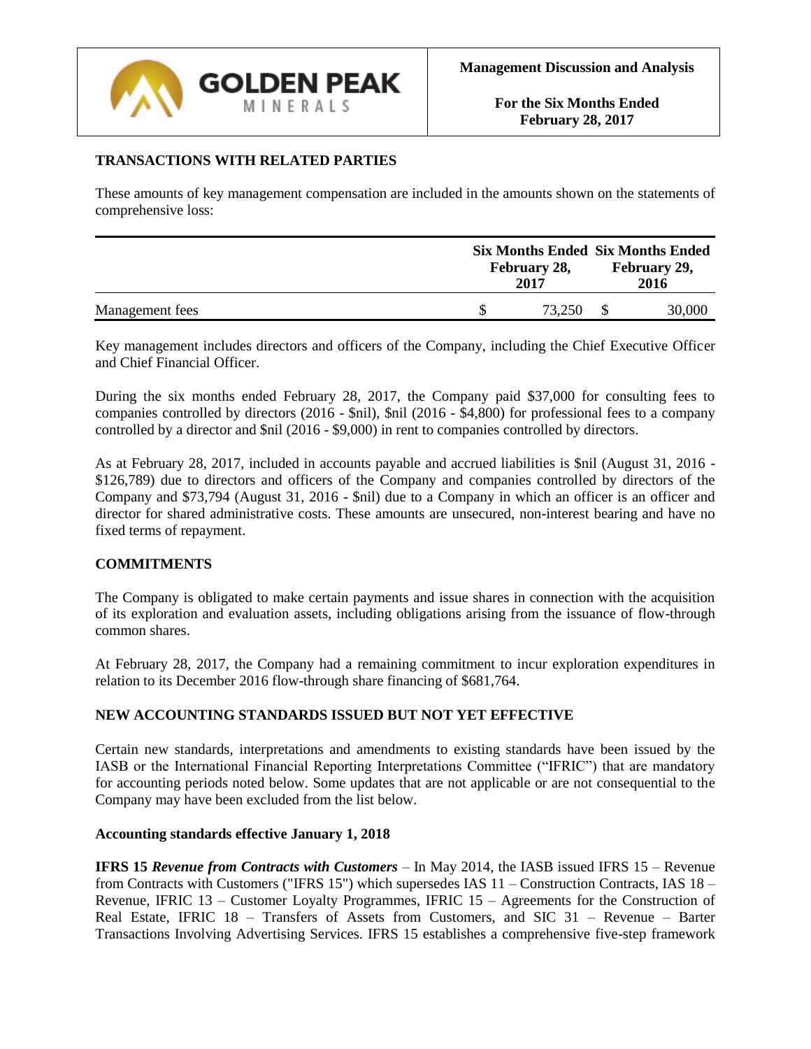## TRANSACTIONS WITH RELATED PARTIES

These amounts of key management compensation are included in the amounts shown on the statements of comprehensive loss:

| | Six Months Ended February 28, 2017 | Six Months Ended February 29, 2016 |
|---|---|---|
| Management fees | $ 73,250 | $ 30,000 |

Key management includes directors and officers of the Company, including the Chief Executive Officer and Chief Financial Officer.

During the six months ended February 28, 2017, the Company paid $37,000 for consulting fees to companies controlled by directors (2016 - $nil), $nil (2016 - $4,800) for professional fees to a company controlled by a director and $nil (2016 - $9,000) in rent to companies controlled by directors.

As at February 28, 2017, included in accounts payable and accrued liabilities is $nil (August 31, 2016 - $126,789) due to directors and officers of the Company and companies controlled by directors of the Company and $73,794 (August 31, 2016 - $nil) due to a Company in which an officer is an officer and director for shared administrative costs. These amounts are unsecured, non-interest bearing and have no fixed terms of repayment.

## COMMITMENTS

The Company is obligated to make certain payments and issue shares in connection with the acquisition of its exploration and evaluation assets, including obligations arising from the issuance of flow-through common shares.

At February 28, 2017, the Company had a remaining commitment to incur exploration expenditures in relation to its December 2016 flow-through share financing of $681,764.

## NEW ACCOUNTING STANDARDS ISSUED BUT NOT YET EFFECTIVE

Certain new standards, interpretations and amendments to existing standards have been issued by the IASB or the International Financial Reporting Interpretations Committee ("IFRIC") that are mandatory for accounting periods noted below. Some updates that are not applicable or are not consequential to the Company may have been excluded from the list below.

### Accounting standards effective January 1, 2018

**IFRS 15** ***Revenue from Contracts with Customers*** – In May 2014, the IASB issued IFRS 15 – Revenue from Contracts with Customers ("IFRS 15") which supersedes IAS 11 – Construction Contracts, IAS 18 – Revenue, IFRIC 13 – Customer Loyalty Programmes, IFRIC 15 – Agreements for the Construction of Real Estate, IFRIC 18 – Transfers of Assets from Customers, and SIC 31 – Revenue – Barter Transactions Involving Advertising Services. IFRS 15 establishes a comprehensive five-step framework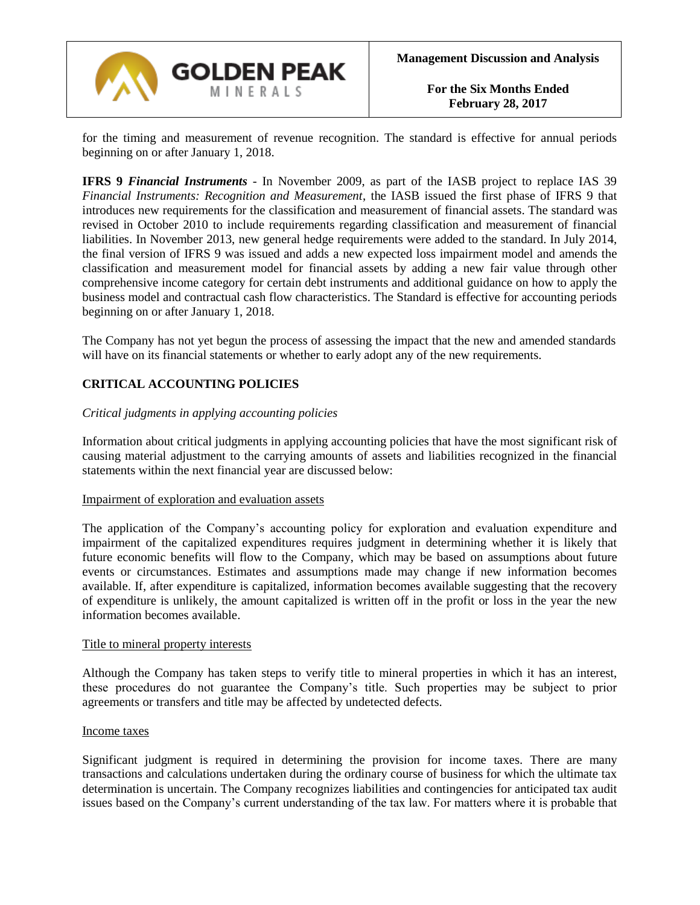for the timing and measurement of revenue recognition. The standard is effective for annual periods beginning on or after January 1, 2018.

**IFRS 9** ***Financial Instruments*** - In November 2009, as part of the IASB project to replace IAS 39 *Financial Instruments: Recognition and Measurement*, the IASB issued the first phase of IFRS 9 that introduces new requirements for the classification and measurement of financial assets. The standard was revised in October 2010 to include requirements regarding classification and measurement of financial liabilities. In November 2013, new general hedge requirements were added to the standard. In July 2014, the final version of IFRS 9 was issued and adds a new expected loss impairment model and amends the classification and measurement model for financial assets by adding a new fair value through other comprehensive income category for certain debt instruments and additional guidance on how to apply the business model and contractual cash flow characteristics. The Standard is effective for accounting periods beginning on or after January 1, 2018.

The Company has not yet begun the process of assessing the impact that the new and amended standards will have on its financial statements or whether to early adopt any of the new requirements.

## CRITICAL ACCOUNTING POLICIES

*Critical judgments in applying accounting policies*

Information about critical judgments in applying accounting policies that have the most significant risk of causing material adjustment to the carrying amounts of assets and liabilities recognized in the financial statements within the next financial year are discussed below:

Impairment of exploration and evaluation assets

The application of the Company's accounting policy for exploration and evaluation expenditure and impairment of the capitalized expenditures requires judgment in determining whether it is likely that future economic benefits will flow to the Company, which may be based on assumptions about future events or circumstances. Estimates and assumptions made may change if new information becomes available. If, after expenditure is capitalized, information becomes available suggesting that the recovery of expenditure is unlikely, the amount capitalized is written off in the profit or loss in the year the new information becomes available.

Title to mineral property interests

Although the Company has taken steps to verify title to mineral properties in which it has an interest, these procedures do not guarantee the Company's title. Such properties may be subject to prior agreements or transfers and title may be affected by undetected defects.

Income taxes

Significant judgment is required in determining the provision for income taxes. There are many transactions and calculations undertaken during the ordinary course of business for which the ultimate tax determination is uncertain. The Company recognizes liabilities and contingencies for anticipated tax audit issues based on the Company's current understanding of the tax law. For matters where it is probable that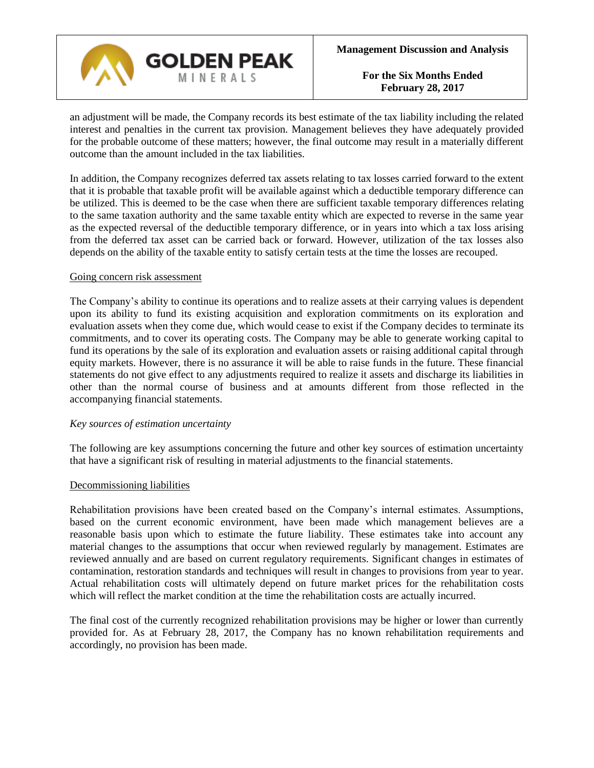an adjustment will be made, the Company records its best estimate of the tax liability including the related interest and penalties in the current tax provision. Management believes they have adequately provided for the probable outcome of these matters; however, the final outcome may result in a materially different outcome than the amount included in the tax liabilities.

In addition, the Company recognizes deferred tax assets relating to tax losses carried forward to the extent that it is probable that taxable profit will be available against which a deductible temporary difference can be utilized. This is deemed to be the case when there are sufficient taxable temporary differences relating to the same taxation authority and the same taxable entity which are expected to reverse in the same year as the expected reversal of the deductible temporary difference, or in years into which a tax loss arising from the deferred tax asset can be carried back or forward. However, utilization of the tax losses also depends on the ability of the taxable entity to satisfy certain tests at the time the losses are recouped.

Going concern risk assessment

The Company's ability to continue its operations and to realize assets at their carrying values is dependent upon its ability to fund its existing acquisition and exploration commitments on its exploration and evaluation assets when they come due, which would cease to exist if the Company decides to terminate its commitments, and to cover its operating costs. The Company may be able to generate working capital to fund its operations by the sale of its exploration and evaluation assets or raising additional capital through equity markets. However, there is no assurance it will be able to raise funds in the future. These financial statements do not give effect to any adjustments required to realize it assets and discharge its liabilities in other than the normal course of business and at amounts different from those reflected in the accompanying financial statements.

*Key sources of estimation uncertainty*

The following are key assumptions concerning the future and other key sources of estimation uncertainty that have a significant risk of resulting in material adjustments to the financial statements.

Decommissioning liabilities

Rehabilitation provisions have been created based on the Company's internal estimates. Assumptions, based on the current economic environment, have been made which management believes are a reasonable basis upon which to estimate the future liability. These estimates take into account any material changes to the assumptions that occur when reviewed regularly by management. Estimates are reviewed annually and are based on current regulatory requirements. Significant changes in estimates of contamination, restoration standards and techniques will result in changes to provisions from year to year. Actual rehabilitation costs will ultimately depend on future market prices for the rehabilitation costs which will reflect the market condition at the time the rehabilitation costs are actually incurred.

The final cost of the currently recognized rehabilitation provisions may be higher or lower than currently provided for. As at February 28, 2017, the Company has no known rehabilitation requirements and accordingly, no provision has been made.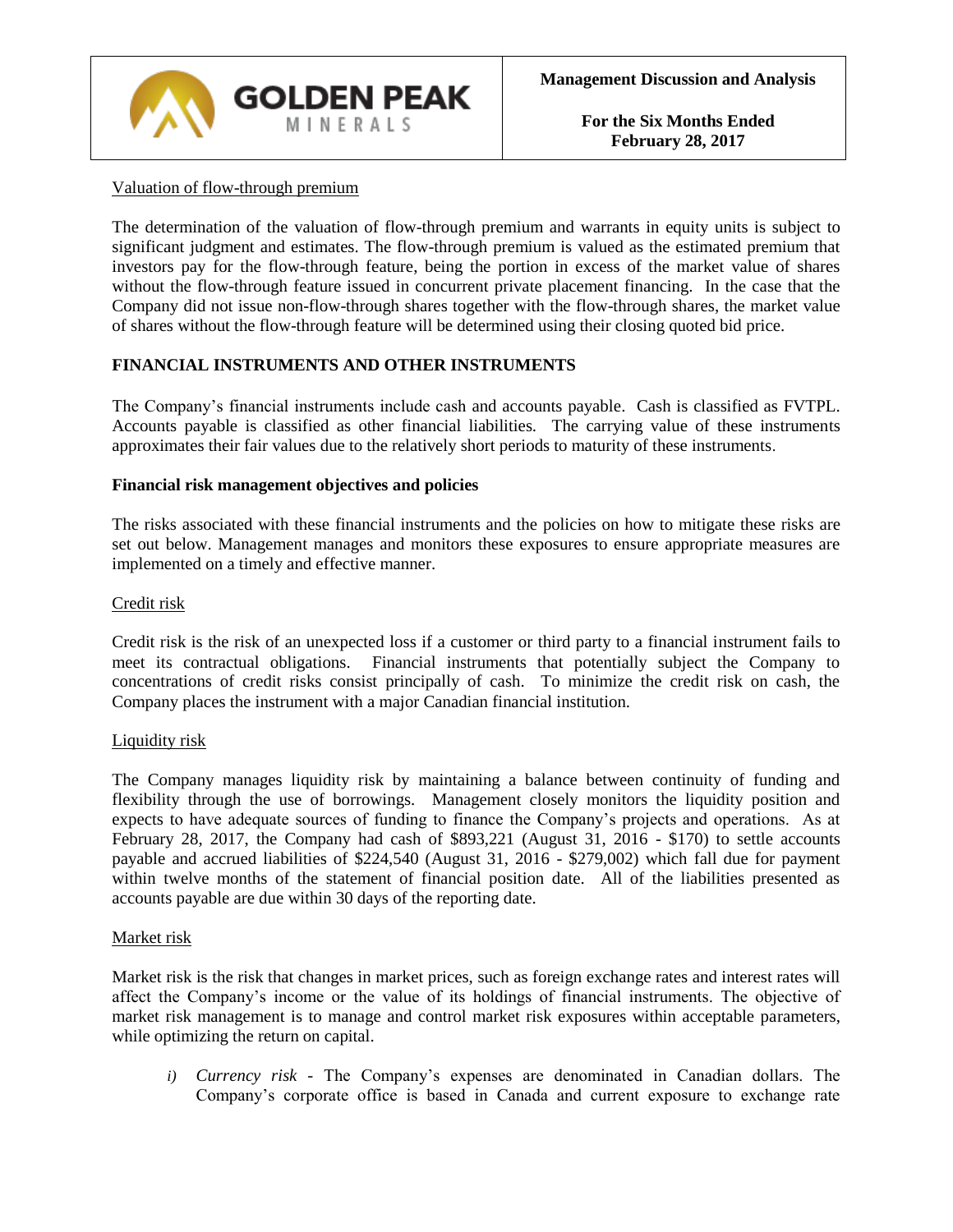Valuation of flow-through premium

The determination of the valuation of flow-through premium and warrants in equity units is subject to significant judgment and estimates. The flow-through premium is valued as the estimated premium that investors pay for the flow-through feature, being the portion in excess of the market value of shares without the flow-through feature issued in concurrent private placement financing. In the case that the Company did not issue non-flow-through shares together with the flow-through shares, the market value of shares without the flow-through feature will be determined using their closing quoted bid price.

## FINANCIAL INSTRUMENTS AND OTHER INSTRUMENTS

The Company's financial instruments include cash and accounts payable. Cash is classified as FVTPL. Accounts payable is classified as other financial liabilities. The carrying value of these instruments approximates their fair values due to the relatively short periods to maturity of these instruments.

### Financial risk management objectives and policies

The risks associated with these financial instruments and the policies on how to mitigate these risks are set out below. Management manages and monitors these exposures to ensure appropriate measures are implemented on a timely and effective manner.

Credit risk

Credit risk is the risk of an unexpected loss if a customer or third party to a financial instrument fails to meet its contractual obligations. Financial instruments that potentially subject the Company to concentrations of credit risks consist principally of cash. To minimize the credit risk on cash, the Company places the instrument with a major Canadian financial institution.

Liquidity risk

The Company manages liquidity risk by maintaining a balance between continuity of funding and flexibility through the use of borrowings. Management closely monitors the liquidity position and expects to have adequate sources of funding to finance the Company's projects and operations. As at February 28, 2017, the Company had cash of $893,221 (August 31, 2016 - $170) to settle accounts payable and accrued liabilities of $224,540 (August 31, 2016 - $279,002) which fall due for payment within twelve months of the statement of financial position date. All of the liabilities presented as accounts payable are due within 30 days of the reporting date.

Market risk

Market risk is the risk that changes in market prices, such as foreign exchange rates and interest rates will affect the Company's income or the value of its holdings of financial instruments. The objective of market risk management is to manage and control market risk exposures within acceptable parameters, while optimizing the return on capital.

i) *Currency risk* - The Company's expenses are denominated in Canadian dollars. The Company's corporate office is based in Canada and current exposure to exchange rate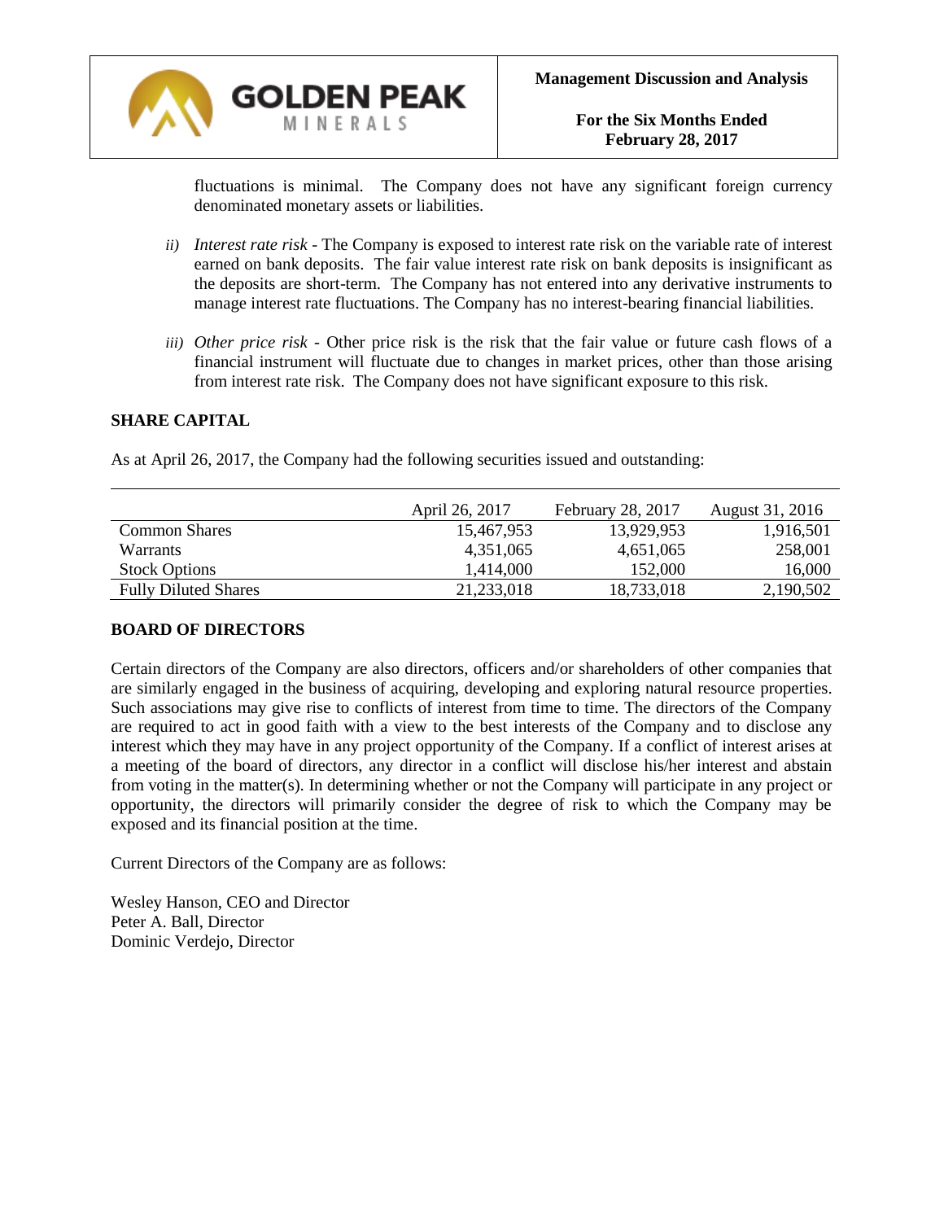fluctuations is minimal. The Company does not have any significant foreign currency denominated monetary assets or liabilities.

ii) *Interest rate risk* - The Company is exposed to interest rate risk on the variable rate of interest earned on bank deposits. The fair value interest rate risk on bank deposits is insignificant as the deposits are short-term. The Company has not entered into any derivative instruments to manage interest rate fluctuations. The Company has no interest-bearing financial liabilities.

iii) *Other price risk* - Other price risk is the risk that the fair value or future cash flows of a financial instrument will fluctuate due to changes in market prices, other than those arising from interest rate risk. The Company does not have significant exposure to this risk.

## SHARE CAPITAL

As at April 26, 2017, the Company had the following securities issued and outstanding:

| | April 26, 2017 | February 28, 2017 | August 31, 2016 |
|---|---|---|---|
| Common Shares | 15,467,953 | 13,929,953 | 1,916,501 |
| Warrants | 4,351,065 | 4,651,065 | 258,001 |
| Stock Options | 1,414,000 | 152,000 | 16,000 |
| Fully Diluted Shares | 21,233,018 | 18,733,018 | 2,190,502 |

## BOARD OF DIRECTORS

Certain directors of the Company are also directors, officers and/or shareholders of other companies that are similarly engaged in the business of acquiring, developing and exploring natural resource properties. Such associations may give rise to conflicts of interest from time to time. The directors of the Company are required to act in good faith with a view to the best interests of the Company and to disclose any interest which they may have in any project opportunity of the Company. If a conflict of interest arises at a meeting of the board of directors, any director in a conflict will disclose his/her interest and abstain from voting in the matter(s). In determining whether or not the Company will participate in any project or opportunity, the directors will primarily consider the degree of risk to which the Company may be exposed and its financial position at the time.

Current Directors of the Company are as follows:

Wesley Hanson, CEO and Director
Peter A. Ball, Director
Dominic Verdejo, Director